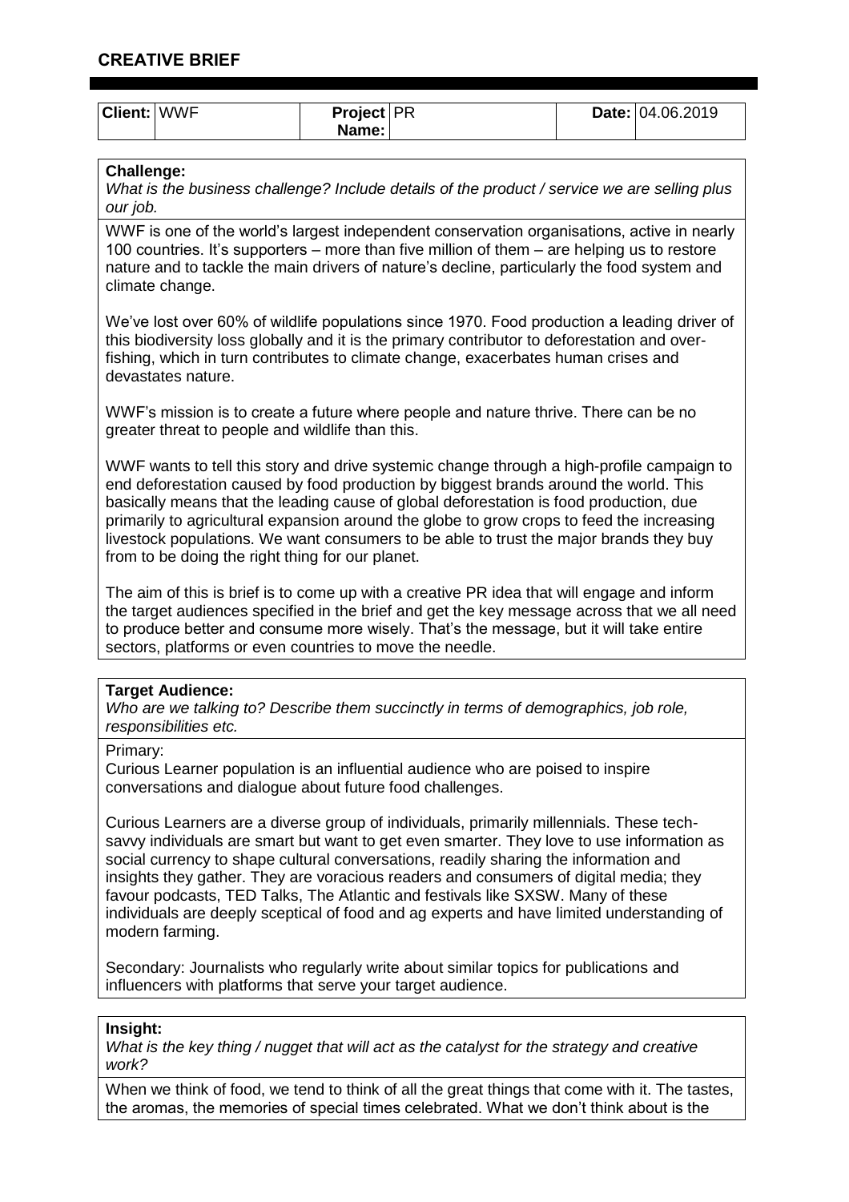# CREATIVE BRIEF

| Client: | WWF | Project Name: | PR | Date: | 04.06.2019 |
|---|---|---|---|---|---|

**Challenge:**
*What is the business challenge? Include details of the product / service we are selling plus our job.*

WWF is one of the world's largest independent conservation organisations, active in nearly 100 countries. It's supporters – more than five million of them – are helping us to restore nature and to tackle the main drivers of nature's decline, particularly the food system and climate change.

We've lost over 60% of wildlife populations since 1970. Food production a leading driver of this biodiversity loss globally and it is the primary contributor to deforestation and over-fishing, which in turn contributes to climate change, exacerbates human crises and devastates nature.

WWF's mission is to create a future where people and nature thrive. There can be no greater threat to people and wildlife than this.

WWF wants to tell this story and drive systemic change through a high-profile campaign to end deforestation caused by food production by biggest brands around the world. This basically means that the leading cause of global deforestation is food production, due primarily to agricultural expansion around the globe to grow crops to feed the increasing livestock populations. We want consumers to be able to trust the major brands they buy from to be doing the right thing for our planet.

The aim of this is brief is to come up with a creative PR idea that will engage and inform the target audiences specified in the brief and get the key message across that we all need to produce better and consume more wisely. That's the message, but it will take entire sectors, platforms or even countries to move the needle.

**Target Audience:**
*Who are we talking to? Describe them succinctly in terms of demographics, job role, responsibilities etc.*

Primary:
Curious Learner population is an influential audience who are poised to inspire conversations and dialogue about future food challenges.

Curious Learners are a diverse group of individuals, primarily millennials. These tech-savvy individuals are smart but want to get even smarter. They love to use information as social currency to shape cultural conversations, readily sharing the information and insights they gather. They are voracious readers and consumers of digital media; they favour podcasts, TED Talks, The Atlantic and festivals like SXSW. Many of these individuals are deeply sceptical of food and ag experts and have limited understanding of modern farming.

Secondary: Journalists who regularly write about similar topics for publications and influencers with platforms that serve your target audience.

**Insight:**
*What is the key thing / nugget that will act as the catalyst for the strategy and creative work?*

When we think of food, we tend to think of all the great things that come with it. The tastes, the aromas, the memories of special times celebrated. What we don't think about is the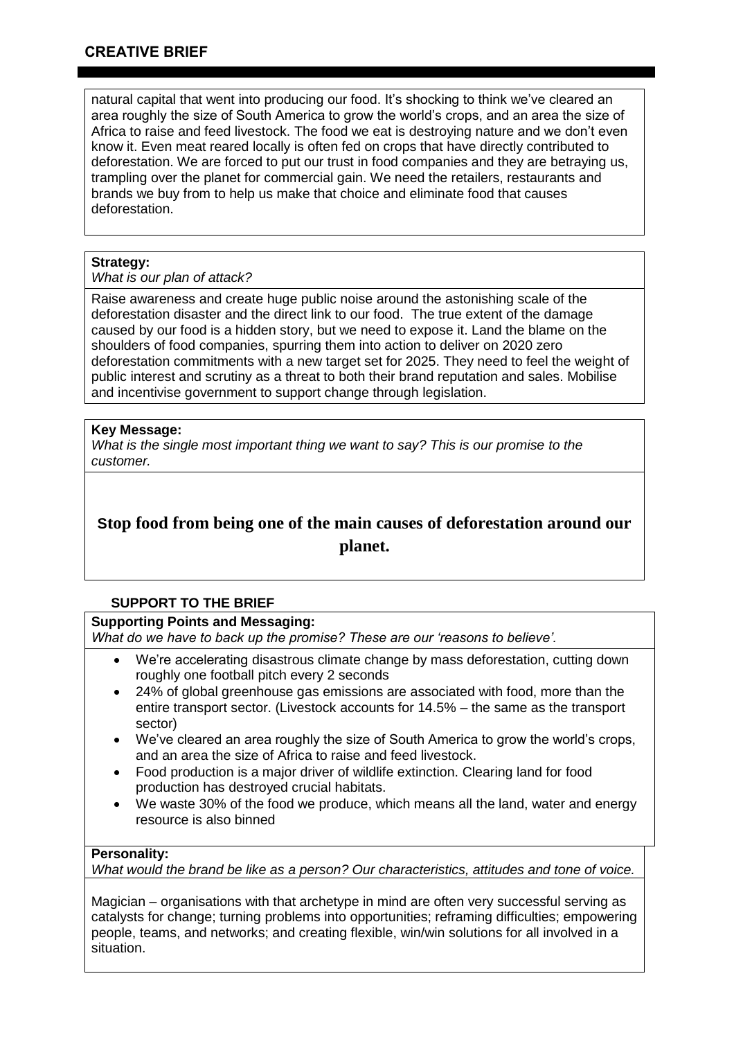## CREATIVE BRIEF

natural capital that went into producing our food. It's shocking to think we've cleared an area roughly the size of South America to grow the world's crops, and an area the size of Africa to raise and feed livestock. The food we eat is destroying nature and we don't even know it. Even meat reared locally is often fed on crops that have directly contributed to deforestation. We are forced to put our trust in food companies and they are betraying us, trampling over the planet for commercial gain. We need the retailers, restaurants and brands we buy from to help us make that choice and eliminate food that causes deforestation.

**Strategy:**
*What is our plan of attack?*

Raise awareness and create huge public noise around the astonishing scale of the deforestation disaster and the direct link to our food. The true extent of the damage caused by our food is a hidden story, but we need to expose it. Land the blame on the shoulders of food companies, spurring them into action to deliver on 2020 zero deforestation commitments with a new target set for 2025. They need to feel the weight of public interest and scrutiny as a threat to both their brand reputation and sales. Mobilise and incentivise government to support change through legislation.

**Key Message:**
*What is the single most important thing we want to say? This is our promise to the customer.*

**Stop food from being one of the main causes of deforestation around our planet.**

### SUPPORT TO THE BRIEF

**Supporting Points and Messaging:**
*What do we have to back up the promise? These are our 'reasons to believe'.*

- We're accelerating disastrous climate change by mass deforestation, cutting down roughly one football pitch every 2 seconds
- 24% of global greenhouse gas emissions are associated with food, more than the entire transport sector. (Livestock accounts for 14.5% – the same as the transport sector)
- We've cleared an area roughly the size of South America to grow the world's crops, and an area the size of Africa to raise and feed livestock.
- Food production is a major driver of wildlife extinction. Clearing land for food production has destroyed crucial habitats.
- We waste 30% of the food we produce, which means all the land, water and energy resource is also binned

**Personality:**
*What would the brand be like as a person? Our characteristics, attitudes and tone of voice.*

Magician – organisations with that archetype in mind are often very successful serving as catalysts for change; turning problems into opportunities; reframing difficulties; empowering people, teams, and networks; and creating flexible, win/win solutions for all involved in a situation.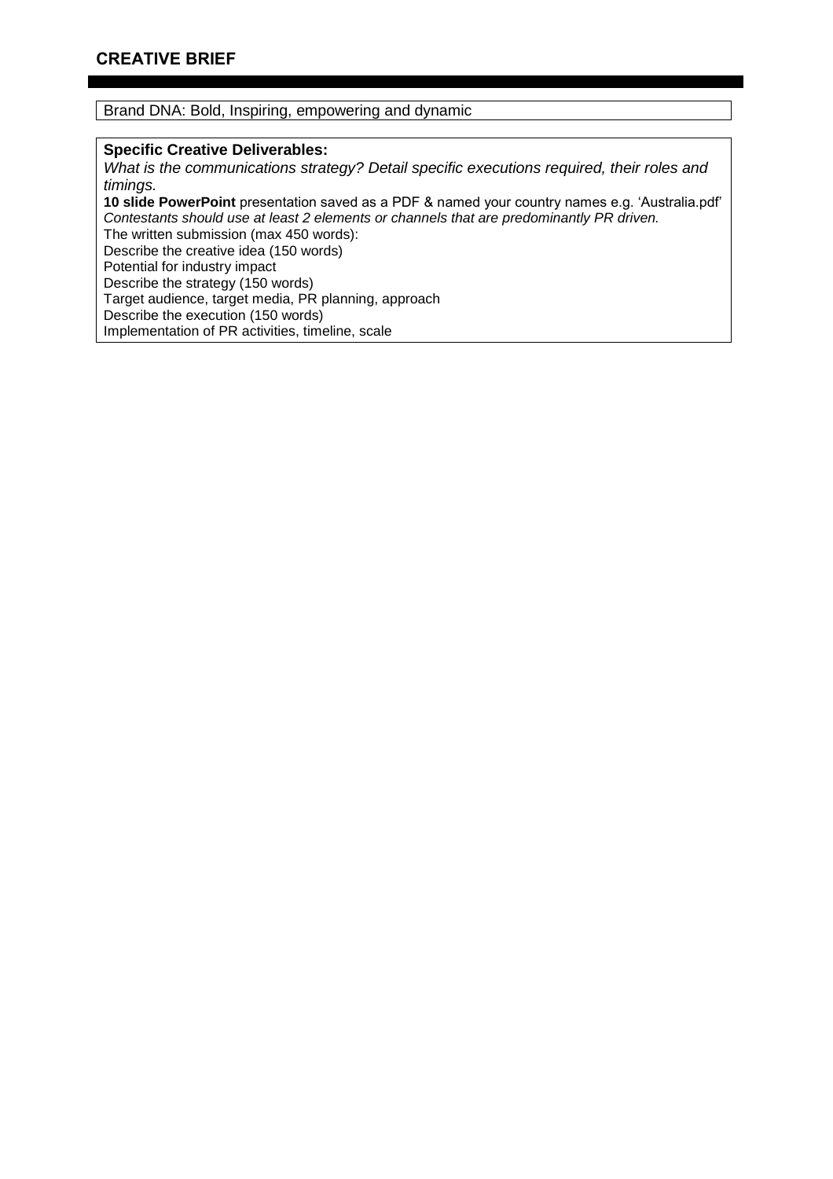## CREATIVE BRIEF

Brand DNA: Bold, Inspiring, empowering and dynamic

**Specific Creative Deliverables:**

*What is the communications strategy? Detail specific executions required, their roles and timings.*

**10 slide PowerPoint** presentation saved as a PDF & named your country names e.g. 'Australia.pdf'

*Contestants should use at least 2 elements or channels that are predominantly PR driven.*

The written submission (max 450 words):

Describe the creative idea (150 words)

Potential for industry impact

Describe the strategy (150 words)

Target audience, target media, PR planning, approach

Describe the execution (150 words)

Implementation of PR activities, timeline, scale